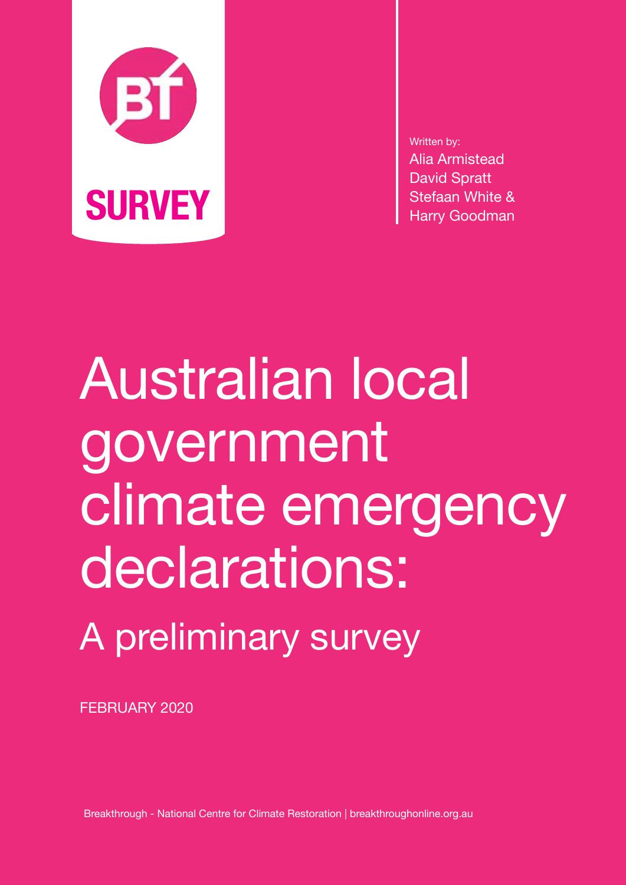SURVEY

Written by:
Alia Armistead
David Spratt
Stefaan White &
Harry Goodman

# Australian local government climate emergency declarations:

## A preliminary survey

FEBRUARY 2020

Breakthrough - National Centre for Climate Restoration | breakthroughonline.org.au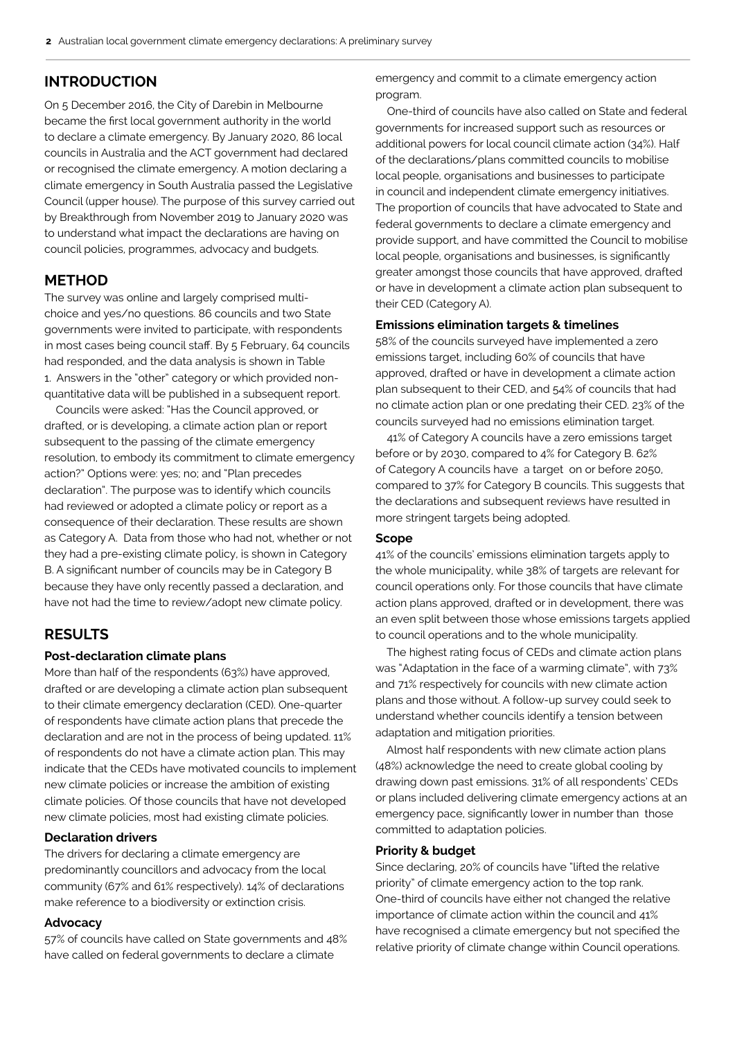## INTRODUCTION

On 5 December 2016, the City of Darebin in Melbourne became the first local government authority in the world to declare a climate emergency. By January 2020, 86 local councils in Australia and the ACT government had declared or recognised the climate emergency. A motion declaring a climate emergency in South Australia passed the Legislative Council (upper house). The purpose of this survey carried out by Breakthrough from November 2019 to January 2020 was to understand what impact the declarations are having on council policies, programmes, advocacy and budgets.

## METHOD

The survey was online and largely comprised multi-choice and yes/no questions. 86 councils and two State governments were invited to participate, with respondents in most cases being council staff. By 5 February, 64 councils had responded, and the data analysis is shown in Table 1. Answers in the "other" category or which provided non-quantitative data will be published in a subsequent report.

Councils were asked: "Has the Council approved, or drafted, or is developing, a climate action plan or report subsequent to the passing of the climate emergency resolution, to embody its commitment to climate emergency action?" Options were: yes; no; and "Plan precedes declaration". The purpose was to identify which councils had reviewed or adopted a climate policy or report as a consequence of their declaration. These results are shown as Category A. Data from those who had not, whether or not they had a pre-existing climate policy, is shown in Category B. A significant number of councils may be in Category B because they have only recently passed a declaration, and have not had the time to review/adopt new climate policy.

## RESULTS

### Post-declaration climate plans

More than half of the respondents (63%) have approved, drafted or are developing a climate action plan subsequent to their climate emergency declaration (CED). One-quarter of respondents have climate action plans that precede the declaration and are not in the process of being updated. 11% of respondents do not have a climate action plan. This may indicate that the CEDs have motivated councils to implement new climate policies or increase the ambition of existing climate policies. Of those councils that have not developed new climate policies, most had existing climate policies.

### Declaration drivers

The drivers for declaring a climate emergency are predominantly councillors and advocacy from the local community (67% and 61% respectively). 14% of declarations make reference to a biodiversity or extinction crisis.

### Advocacy

57% of councils have called on State governments and 48% have called on federal governments to declare a climate emergency and commit to a climate emergency action program.

One-third of councils have also called on State and federal governments for increased support such as resources or additional powers for local council climate action (34%). Half of the declarations/plans committed councils to mobilise local people, organisations and businesses to participate in council and independent climate emergency initiatives. The proportion of councils that have advocated to State and federal governments to declare a climate emergency and provide support, and have committed the Council to mobilise local people, organisations and businesses, is significantly greater amongst those councils that have approved, drafted or have in development a climate action plan subsequent to their CED (Category A).

### Emissions elimination targets & timelines

58% of the councils surveyed have implemented a zero emissions target, including 60% of councils that have approved, drafted or have in development a climate action plan subsequent to their CED, and 54% of councils that had no climate action plan or one predating their CED. 23% of the councils surveyed had no emissions elimination target.

41% of Category A councils have a zero emissions target before or by 2030, compared to 4% for Category B. 62% of Category A councils have a target on or before 2050, compared to 37% for Category B councils. This suggests that the declarations and subsequent reviews have resulted in more stringent targets being adopted.

### Scope

41% of the councils' emissions elimination targets apply to the whole municipality, while 38% of targets are relevant for council operations only. For those councils that have climate action plans approved, drafted or in development, there was an even split between those whose emissions targets applied to council operations and to the whole municipality.

The highest rating focus of CEDs and climate action plans was "Adaptation in the face of a warming climate", with 73% and 71% respectively for councils with new climate action plans and those without. A follow-up survey could seek to understand whether councils identify a tension between adaptation and mitigation priorities.

Almost half respondents with new climate action plans (48%) acknowledge the need to create global cooling by drawing down past emissions. 31% of all respondents' CEDs or plans included delivering climate emergency actions at an emergency pace, significantly lower in number than those committed to adaptation policies.

### Priority & budget

Since declaring, 20% of councils have "lifted the relative priority" of climate emergency action to the top rank. One-third of councils have either not changed the relative importance of climate action within the council and 41% have recognised a climate emergency but not specified the relative priority of climate change within Council operations.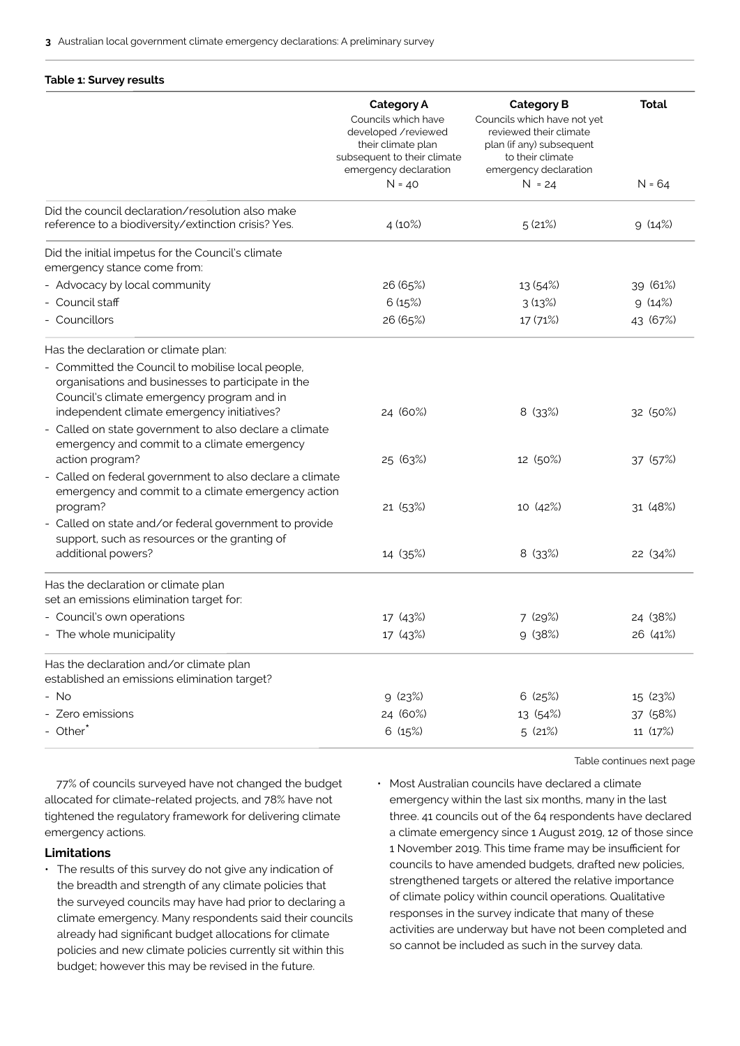**Table 1: Survey results**

| | **Category A** Councils which have developed /reviewed their climate plan subsequent to their climate emergency declaration N = 40 | **Category B** Councils which have not yet reviewed their climate plan (if any) subsequent to their climate emergency declaration N = 24 | **Total** N = 64 |
|---|---|---|---|
| Did the council declaration/resolution also make reference to a biodiversity/extinction crisis? Yes. | 4 (10%) | 5 (21%) | 9 (14%) |
| Did the initial impetus for the Council's climate emergency stance come from: | | | |
| - Advocacy by local community | 26 (65%) | 13 (54%) | 39 (61%) |
| - Council staff | 6 (15%) | 3 (13%) | 9 (14%) |
| - Councillors | 26 (65%) | 17 (71%) | 43 (67%) |
| Has the declaration or climate plan: | | | |
| - Committed the Council to mobilise local people, organisations and businesses to participate in the Council's climate emergency program and in independent climate emergency initiatives? | 24 (60%) | 8 (33%) | 32 (50%) |
| - Called on state government to also declare a climate emergency and commit to a climate emergency action program? | 25 (63%) | 12 (50%) | 37 (57%) |
| - Called on federal government to also declare a climate emergency and commit to a climate emergency action program? | 21 (53%) | 10 (42%) | 31 (48%) |
| - Called on state and/or federal government to provide support, such as resources or the granting of additional powers? | 14 (35%) | 8 (33%) | 22 (34%) |
| Has the declaration or climate plan set an emissions elimination target for: | | | |
| - Council's own operations | 17 (43%) | 7 (29%) | 24 (38%) |
| - The whole municipality | 17 (43%) | 9 (38%) | 26 (41%) |
| Has the declaration and/or climate plan established an emissions elimination target? | | | |
| - No | 9 (23%) | 6 (25%) | 15 (23%) |
| - Zero emissions | 24 (60%) | 13 (54%) | 37 (58%) |
| - Other* | 6 (15%) | 5 (21%) | 11 (17%) |

Table continues next page

77% of councils surveyed have not changed the budget allocated for climate-related projects, and 78% have not tightened the regulatory framework for delivering climate emergency actions.

### Limitations

- The results of this survey do not give any indication of the breadth and strength of any climate policies that the surveyed councils may have had prior to declaring a climate emergency. Many respondents said their councils already had significant budget allocations for climate policies and new climate policies currently sit within this budget; however this may be revised in the future.
- Most Australian councils have declared a climate emergency within the last six months, many in the last three. 41 councils out of the 64 respondents have declared a climate emergency since 1 August 2019, 12 of those since 1 November 2019. This time frame may be insufficient for councils to have amended budgets, drafted new policies, strengthened targets or altered the relative importance of climate policy within council operations. Qualitative responses in the survey indicate that many of these activities are underway but have not been completed and so cannot be included as such in the survey data.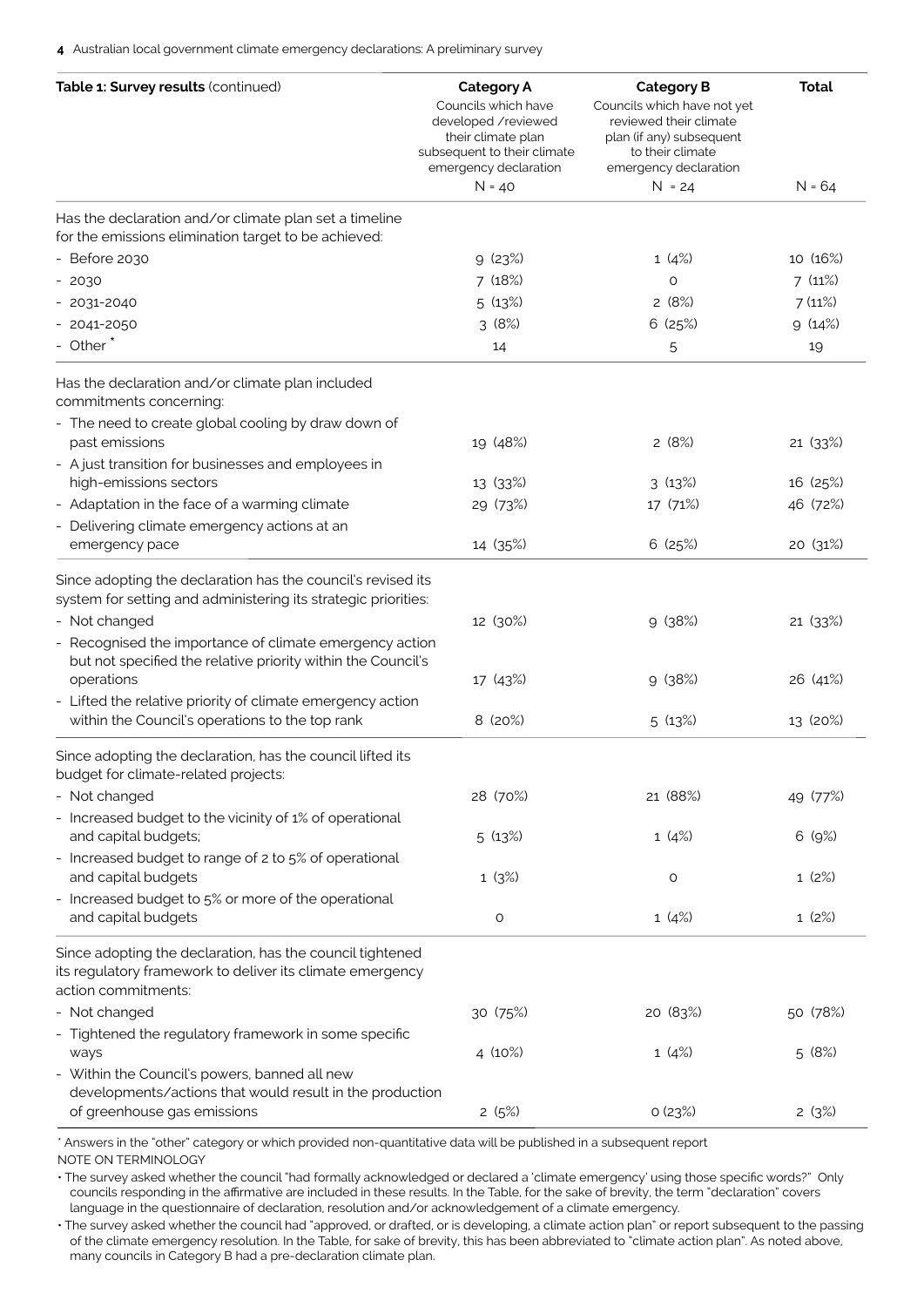| **Table 1: Survey results** (continued) | **Category A** Councils which have developed /reviewed their climate plan subsequent to their climate emergency declaration N = 40 | **Category B** Councils which have not yet reviewed their climate plan (if any) subsequent to their climate emergency declaration N = 24 | **Total** N = 64 |
|---|---|---|---|
| Has the declaration and/or climate plan set a timeline for the emissions elimination target to be achieved: | | | |
| - Before 2030 | 9 (23%) | 1 (4%) | 10 (16%) |
| - 2030 | 7 (18%) | 0 | 7 (11%) |
| - 2031-2040 | 5 (13%) | 2 (8%) | 7 (11%) |
| - 2041-2050 | 3 (8%) | 6 (25%) | 9 (14%) |
| - Other * | 14 | 5 | 19 |
| Has the declaration and/or climate plan included commitments concerning: | | | |
| - The need to create global cooling by draw down of past emissions | 19 (48%) | 2 (8%) | 21 (33%) |
| - A just transition for businesses and employees in high-emissions sectors | 13 (33%) | 3 (13%) | 16 (25%) |
| - Adaptation in the face of a warming climate | 29 (73%) | 17 (71%) | 46 (72%) |
| - Delivering climate emergency actions at an emergency pace | 14 (35%) | 6 (25%) | 20 (31%) |
| Since adopting the declaration has the council's revised its system for setting and administering its strategic priorities: | | | |
| - Not changed | 12 (30%) | 9 (38%) | 21 (33%) |
| - Recognised the importance of climate emergency action but not specified the relative priority within the Council's operations | 17 (43%) | 9 (38%) | 26 (41%) |
| - Lifted the relative priority of climate emergency action within the Council's operations to the top rank | 8 (20%) | 5 (13%) | 13 (20%) |
| Since adopting the declaration, has the council lifted its budget for climate-related projects: | | | |
| - Not changed | 28 (70%) | 21 (88%) | 49 (77%) |
| - Increased budget to the vicinity of 1% of operational and capital budgets; | 5 (13%) | 1 (4%) | 6 (9%) |
| - Increased budget to range of 2 to 5% of operational and capital budgets | 1 (3%) | 0 | 1 (2%) |
| - Increased budget to 5% or more of the operational and capital budgets | 0 | 1 (4%) | 1 (2%) |
| Since adopting the declaration, has the council tightened its regulatory framework to deliver its climate emergency action commitments: | | | |
| - Not changed | 30 (75%) | 20 (83%) | 50 (78%) |
| - Tightened the regulatory framework in some specific ways | 4 (10%) | 1 (4%) | 5 (8%) |
| - Within the Council's powers, banned all new developments/actions that would result in the production of greenhouse gas emissions | 2 (5%) | 0 (23%) | 2 (3%) |

* Answers in the "other" category or which provided non-quantitative data will be published in a subsequent report

NOTE ON TERMINOLOGY

- The survey asked whether the council "had formally acknowledged or declared a 'climate emergency' using those specific words?" Only councils responding in the affirmative are included in these results. In the Table, for the sake of brevity, the term "declaration" covers language in the questionnaire of declaration, resolution and/or acknowledgement of a climate emergency.
- The survey asked whether the council had "approved, or drafted, or is developing, a climate action plan" or report subsequent to the passing of the climate emergency resolution. In the Table, for sake of brevity, this has been abbreviated to "climate action plan". As noted above, many councils in Category B had a pre-declaration climate plan.